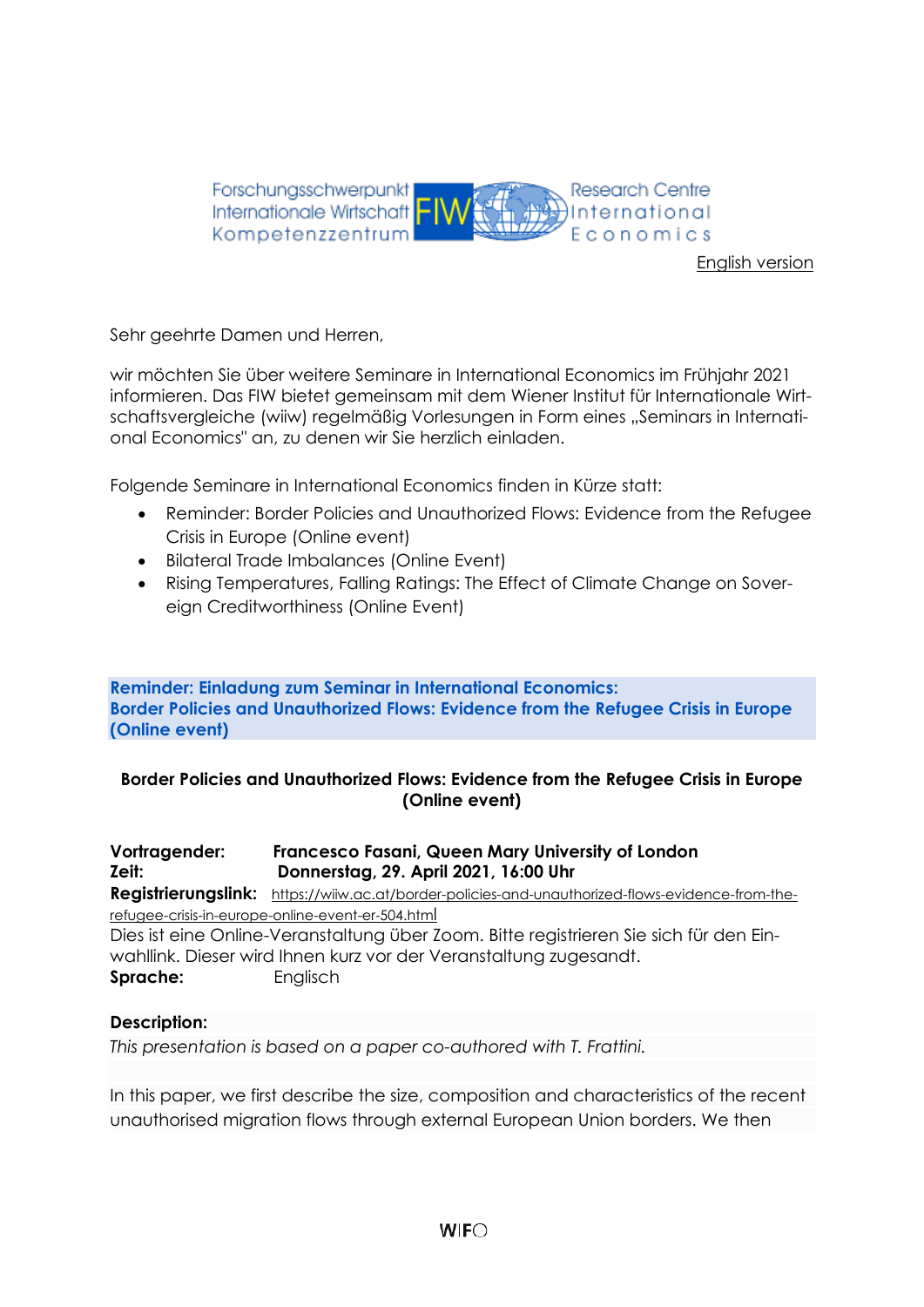Forschungsschwerpunkt Internationale Wirtschaft Kompetenzzentrum **FIW** Research Centre International Economics

English version

Sehr geehrte Damen und Herren,

wir möchten Sie über weitere Seminare in International Economics im Frühjahr 2021 informieren. Das FIW bietet gemeinsam mit dem Wiener Institut für Internationale Wirtschaftsvergleiche (wiiw) regelmäßig Vorlesungen in Form eines „Seminars in International Economics" an, zu denen wir Sie herzlich einladen.

Folgende Seminare in International Economics finden in Kürze statt:

- Reminder: Border Policies and Unauthorized Flows: Evidence from the Refugee Crisis in Europe (Online event)
- Bilateral Trade Imbalances (Online Event)
- Rising Temperatures, Falling Ratings: The Effect of Climate Change on Sovereign Creditworthiness (Online Event)

## Reminder: Einladung zum Seminar in International Economics: Border Policies and Unauthorized Flows: Evidence from the Refugee Crisis in Europe (Online event)

### Border Policies and Unauthorized Flows: Evidence from the Refugee Crisis in Europe (Online event)

**Vortragender:** **Francesco Fasani, Queen Mary University of London**
**Zeit:** **Donnerstag, 29. April 2021, 16:00 Uhr**
**Registrierungslink:** https://wiiw.ac.at/border-policies-and-unauthorized-flows-evidence-from-the-refugee-crisis-in-europe-online-event-er-504.html
Dies ist eine Online-Veranstaltung über Zoom. Bitte registrieren Sie sich für den Einwahllink. Dieser wird Ihnen kurz vor der Veranstaltung zugesandt.
**Sprache:** Englisch

**Description:**
*This presentation is based on a paper co-authored with T. Frattini.*

In this paper, we first describe the size, composition and characteristics of the recent unauthorised migration flows through external European Union borders. We then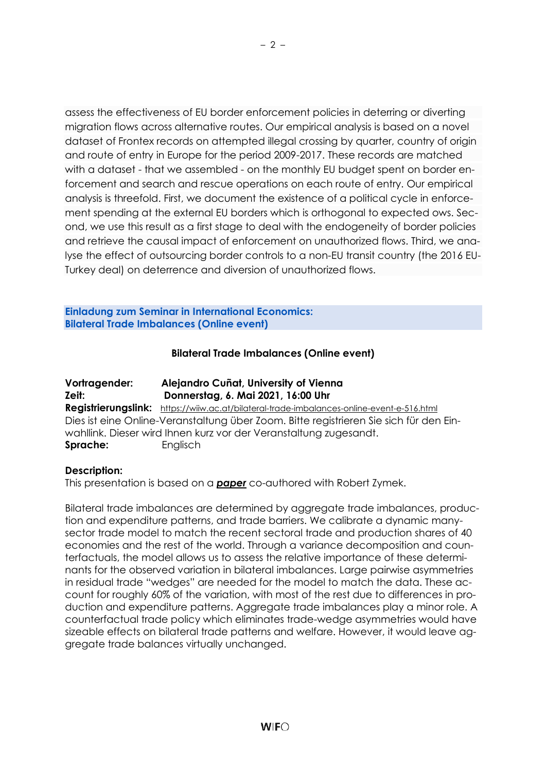assess the effectiveness of EU border enforcement policies in deterring or diverting migration flows across alternative routes. Our empirical analysis is based on a novel dataset of Frontex records on attempted illegal crossing by quarter, country of origin and route of entry in Europe for the period 2009-2017. These records are matched with a dataset - that we assembled - on the monthly EU budget spent on border enforcement and search and rescue operations on each route of entry. Our empirical analysis is threefold. First, we document the existence of a political cycle in enforcement spending at the external EU borders which is orthogonal to expected ows. Second, we use this result as a first stage to deal with the endogeneity of border policies and retrieve the causal impact of enforcement on unauthorized flows. Third, we analyse the effect of outsourcing border controls to a non-EU transit country (the 2016 EU-Turkey deal) on deterrence and diversion of unauthorized flows.

## Einladung zum Seminar in International Economics: Bilateral Trade Imbalances (Online event)

### Bilateral Trade Imbalances (Online event)

**Vortragender:** **Alejandro Cuñat, University of Vienna**
**Zeit:** **Donnerstag, 6. Mai 2021, 16:00 Uhr**
**Registrierungslink:** https://wiiw.ac.at/bilateral-trade-imbalances-online-event-e-516.html
Dies ist eine Online-Veranstaltung über Zoom. Bitte registrieren Sie sich für den Einwahllink. Dieser wird Ihnen kurz vor der Veranstaltung zugesandt.
**Sprache:** Englisch

**Description:**
This presentation is based on a ***paper*** co-authored with Robert Zymek.

Bilateral trade imbalances are determined by aggregate trade imbalances, production and expenditure patterns, and trade barriers. We calibrate a dynamic many-sector trade model to match the recent sectoral trade and production shares of 40 economies and the rest of the world. Through a variance decomposition and counterfactuals, the model allows us to assess the relative importance of these determinants for the observed variation in bilateral imbalances. Large pairwise asymmetries in residual trade "wedges" are needed for the model to match the data. These account for roughly 60% of the variation, with most of the rest due to differences in production and expenditure patterns. Aggregate trade imbalances play a minor role. A counterfactual trade policy which eliminates trade-wedge asymmetries would have sizeable effects on bilateral trade patterns and welfare. However, it would leave aggregate trade balances virtually unchanged.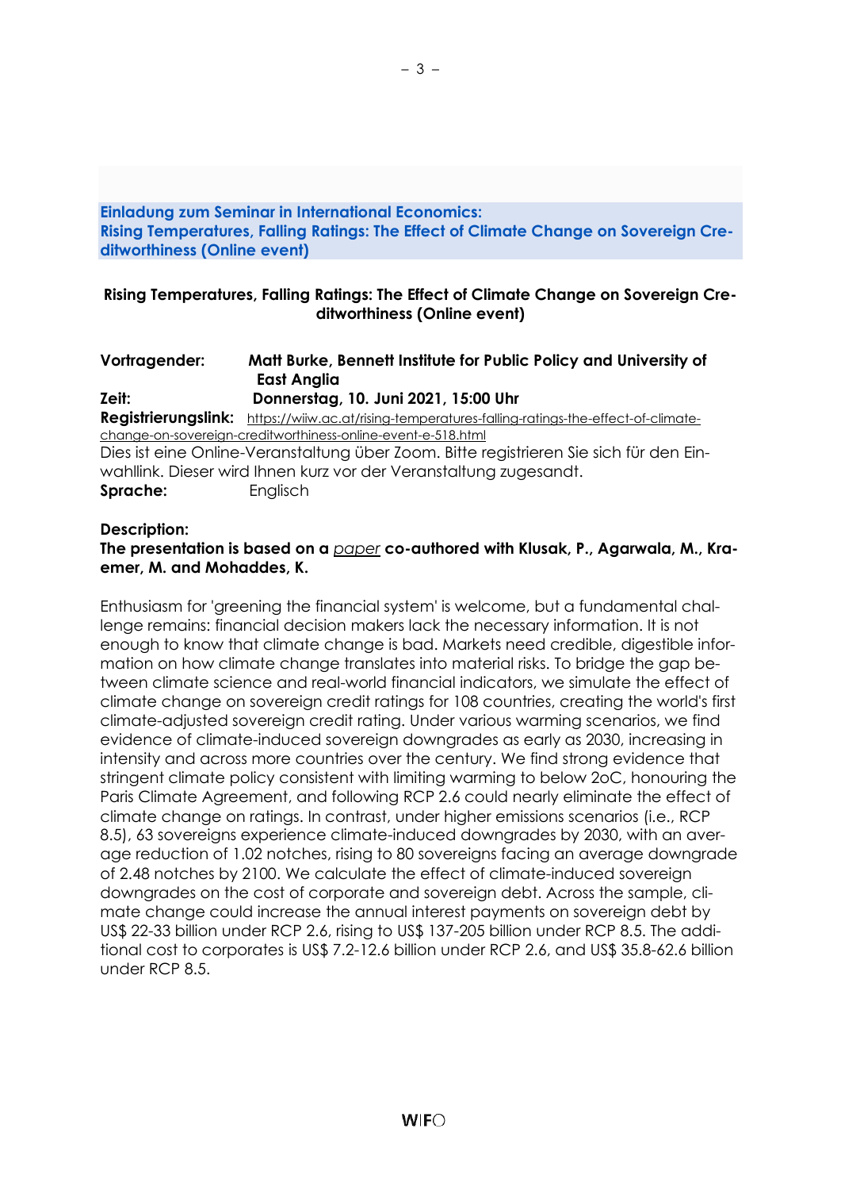**Einladung zum Seminar in International Economics:**
**Rising Temperatures, Falling Ratings: The Effect of Climate Change on Sovereign Creditworthiness (Online event)**

## Rising Temperatures, Falling Ratings: The Effect of Climate Change on Sovereign Creditworthiness (Online event)

**Vortragender:** **Matt Burke, Bennett Institute for Public Policy and University of East Anglia**
**Zeit:** **Donnerstag, 10. Juni 2021, 15:00 Uhr**
**Registrierungslink:** https://wiiw.ac.at/rising-temperatures-falling-ratings-the-effect-of-climate-change-on-sovereign-creditworthiness-online-event-e-518.html
Dies ist eine Online-Veranstaltung über Zoom. Bitte registrieren Sie sich für den Einwahllink. Dieser wird Ihnen kurz vor der Veranstaltung zugesandt.
**Sprache:** Englisch

**Description:**
**The presentation is based on a *paper* co-authored with Klusak, P., Agarwala, M., Kraemer, M. and Mohaddes, K.**

Enthusiasm for 'greening the financial system' is welcome, but a fundamental challenge remains: financial decision makers lack the necessary information. It is not enough to know that climate change is bad. Markets need credible, digestible information on how climate change translates into material risks. To bridge the gap between climate science and real-world financial indicators, we simulate the effect of climate change on sovereign credit ratings for 108 countries, creating the world's first climate-adjusted sovereign credit rating. Under various warming scenarios, we find evidence of climate-induced sovereign downgrades as early as 2030, increasing in intensity and across more countries over the century. We find strong evidence that stringent climate policy consistent with limiting warming to below 2oC, honouring the Paris Climate Agreement, and following RCP 2.6 could nearly eliminate the effect of climate change on ratings. In contrast, under higher emissions scenarios (i.e., RCP 8.5), 63 sovereigns experience climate-induced downgrades by 2030, with an average reduction of 1.02 notches, rising to 80 sovereigns facing an average downgrade of 2.48 notches by 2100. We calculate the effect of climate-induced sovereign downgrades on the cost of corporate and sovereign debt. Across the sample, climate change could increase the annual interest payments on sovereign debt by US$ 22-33 billion under RCP 2.6, rising to US$ 137-205 billion under RCP 8.5. The additional cost to corporates is US$ 7.2-12.6 billion under RCP 2.6, and US$ 35.8-62.6 billion under RCP 8.5.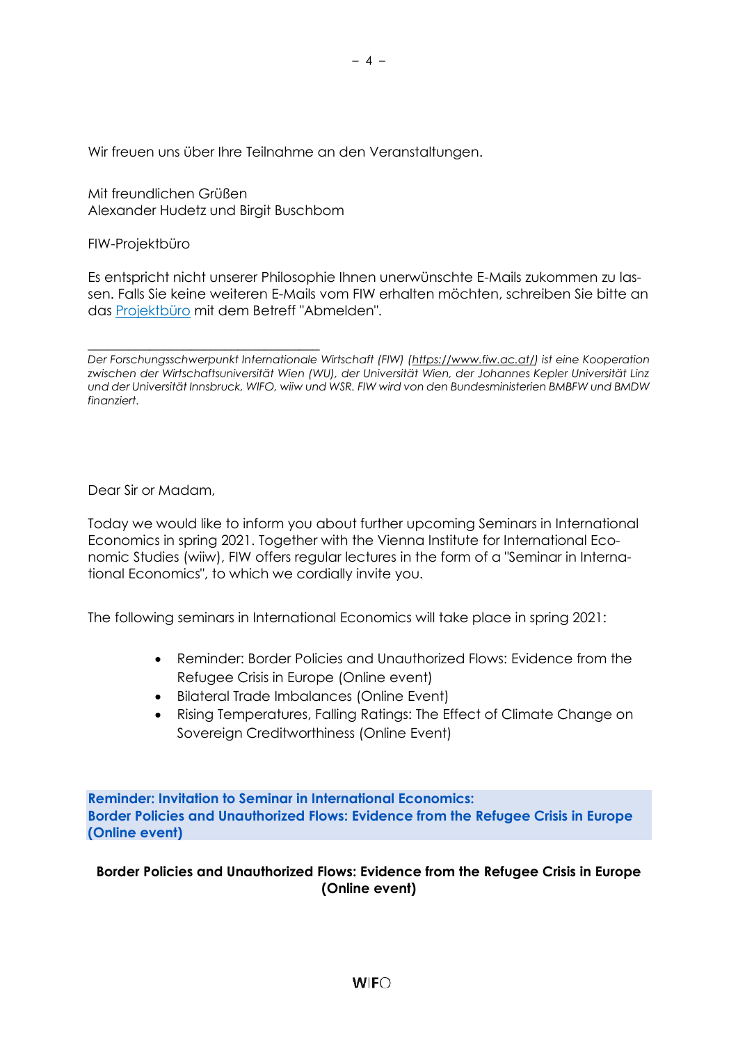Wir freuen uns über Ihre Teilnahme an den Veranstaltungen.

Mit freundlichen Grüßen
Alexander Hudetz und Birgit Buschbom

FIW-Projektbüro

Es entspricht nicht unserer Philosophie Ihnen unerwünschte E-Mails zukommen zu lassen. Falls Sie keine weiteren E-Mails vom FIW erhalten möchten, schreiben Sie bitte an das [Projektbüro](#) mit dem Betreff "Abmelden".

---

*Der Forschungsschwerpunkt Internationale Wirtschaft (FIW) (https://www.fiw.ac.at/) ist eine Kooperation zwischen der Wirtschaftsuniversität Wien (WU), der Universität Wien, der Johannes Kepler Universität Linz und der Universität Innsbruck, WIFO, wiiw und WSR. FIW wird von den Bundesministerien BMBFW und BMDW finanziert.*

Dear Sir or Madam,

Today we would like to inform you about further upcoming Seminars in International Economics in spring 2021. Together with the Vienna Institute for International Economic Studies (wiiw), FIW offers regular lectures in the form of a "Seminar in International Economics", to which we cordially invite you.

The following seminars in International Economics will take place in spring 2021:

- Reminder: Border Policies and Unauthorized Flows: Evidence from the Refugee Crisis in Europe (Online event)
- Bilateral Trade Imbalances (Online Event)
- Rising Temperatures, Falling Ratings: The Effect of Climate Change on Sovereign Creditworthiness (Online Event)

## Reminder: Invitation to Seminar in International Economics: Border Policies and Unauthorized Flows: Evidence from the Refugee Crisis in Europe (Online event)

**Border Policies and Unauthorized Flows: Evidence from the Refugee Crisis in Europe (Online event)**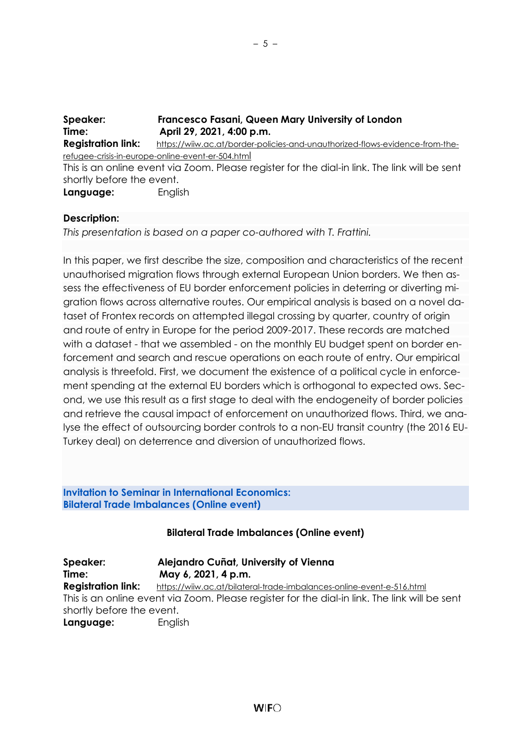**Speaker:** **Francesco Fasani, Queen Mary University of London**
**Time:** **April 29, 2021, 4:00 p.m.**
**Registration link:** https://wiiw.ac.at/border-policies-and-unauthorized-flows-evidence-from-the-refugee-crisis-in-europe-online-event-er-504.html
This is an online event via Zoom. Please register for the dial-in link. The link will be sent shortly before the event.
**Language:** English

**Description:**

*This presentation is based on a paper co-authored with T. Frattini.*

In this paper, we first describe the size, composition and characteristics of the recent unauthorised migration flows through external European Union borders. We then assess the effectiveness of EU border enforcement policies in deterring or diverting migration flows across alternative routes. Our empirical analysis is based on a novel dataset of Frontex records on attempted illegal crossing by quarter, country of origin and route of entry in Europe for the period 2009-2017. These records are matched with a dataset - that we assembled - on the monthly EU budget spent on border enforcement and search and rescue operations on each route of entry. Our empirical analysis is threefold. First, we document the existence of a political cycle in enforcement spending at the external EU borders which is orthogonal to expected ows. Second, we use this result as a first stage to deal with the endogeneity of border policies and retrieve the causal impact of enforcement on unauthorized flows. Third, we analyse the effect of outsourcing border controls to a non-EU transit country (the 2016 EU-Turkey deal) on deterrence and diversion of unauthorized flows.

## Invitation to Seminar in International Economics: Bilateral Trade Imbalances (Online event)

### Bilateral Trade Imbalances (Online event)

**Speaker:** **Alejandro Cuñat, University of Vienna**
**Time:** **May 6, 2021, 4 p.m.**
**Registration link:** https://wiiw.ac.at/bilateral-trade-imbalances-online-event-e-516.html
This is an online event via Zoom. Please register for the dial-in link. The link will be sent shortly before the event.
**Language:** English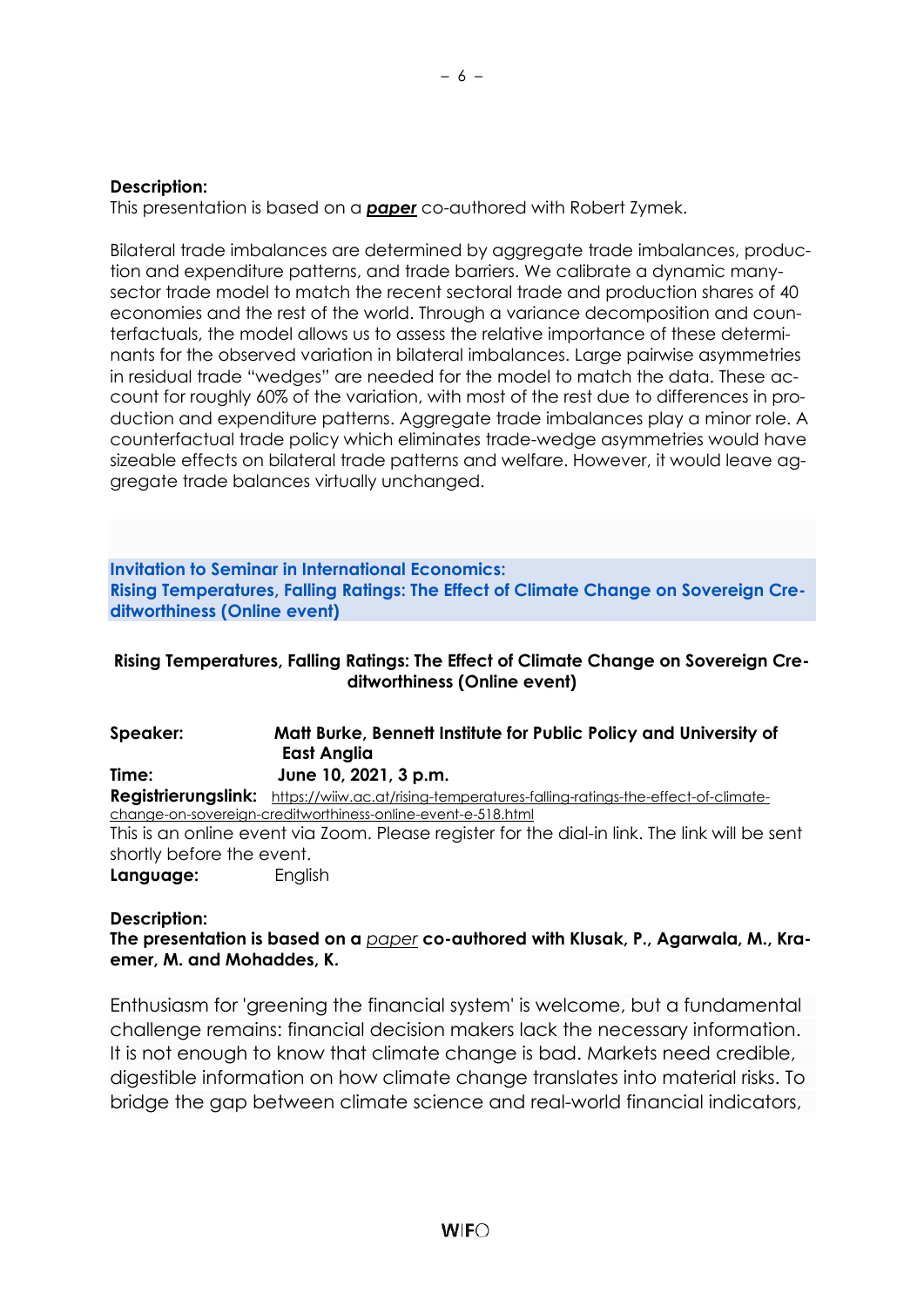**Description:**
This presentation is based on a ***paper*** co-authored with Robert Zymek.

Bilateral trade imbalances are determined by aggregate trade imbalances, production and expenditure patterns, and trade barriers. We calibrate a dynamic many-sector trade model to match the recent sectoral trade and production shares of 40 economies and the rest of the world. Through a variance decomposition and counterfactuals, the model allows us to assess the relative importance of these determinants for the observed variation in bilateral imbalances. Large pairwise asymmetries in residual trade "wedges" are needed for the model to match the data. These account for roughly 60% of the variation, with most of the rest due to differences in production and expenditure patterns. Aggregate trade imbalances play a minor role. A counterfactual trade policy which eliminates trade-wedge asymmetries would have sizeable effects on bilateral trade patterns and welfare. However, it would leave aggregate trade balances virtually unchanged.

## Invitation to Seminar in International Economics: Rising Temperatures, Falling Ratings: The Effect of Climate Change on Sovereign Creditworthiness (Online event)

### Rising Temperatures, Falling Ratings: The Effect of Climate Change on Sovereign Creditworthiness (Online event)

**Speaker:** **Matt Burke, Bennett Institute for Public Policy and University of East Anglia**
**Time:** **June 10, 2021, 3 p.m.**
**Registrierungslink:** https://wiiw.ac.at/rising-temperatures-falling-ratings-the-effect-of-climate-change-on-sovereign-creditworthiness-online-event-e-518.html
This is an online event via Zoom. Please register for the dial-in link. The link will be sent shortly before the event.
**Language:** English

**Description:**
**The presentation is based on a** *paper* **co-authored with Klusak, P., Agarwala, M., Kraemer, M. and Mohaddes, K.**

Enthusiasm for 'greening the financial system' is welcome, but a fundamental challenge remains: financial decision makers lack the necessary information. It is not enough to know that climate change is bad. Markets need credible, digestible information on how climate change translates into material risks. To bridge the gap between climate science and real-world financial indicators,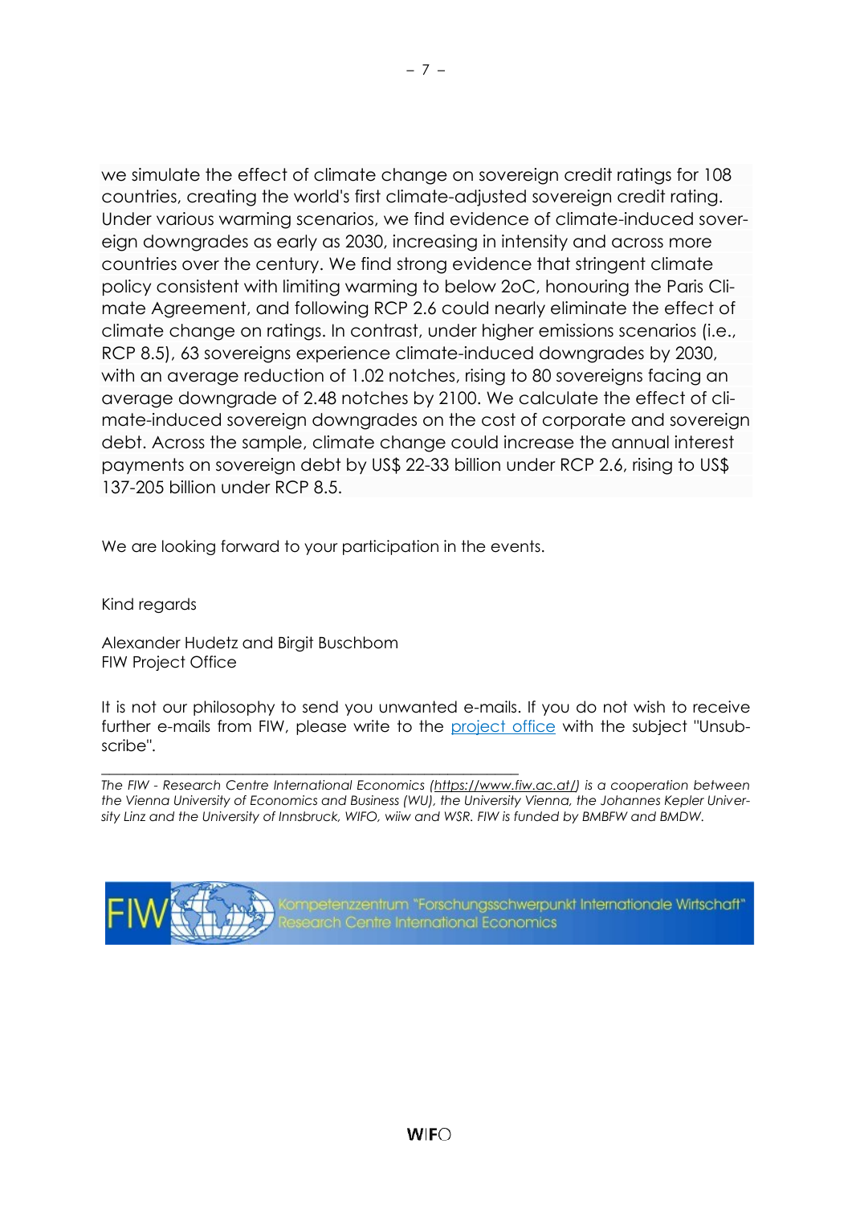we simulate the effect of climate change on sovereign credit ratings for 108 countries, creating the world's first climate-adjusted sovereign credit rating. Under various warming scenarios, we find evidence of climate-induced sovereign downgrades as early as 2030, increasing in intensity and across more countries over the century. We find strong evidence that stringent climate policy consistent with limiting warming to below 2oC, honouring the Paris Climate Agreement, and following RCP 2.6 could nearly eliminate the effect of climate change on ratings. In contrast, under higher emissions scenarios (i.e., RCP 8.5), 63 sovereigns experience climate-induced downgrades by 2030, with an average reduction of 1.02 notches, rising to 80 sovereigns facing an average downgrade of 2.48 notches by 2100. We calculate the effect of climate-induced sovereign downgrades on the cost of corporate and sovereign debt. Across the sample, climate change could increase the annual interest payments on sovereign debt by US$ 22-33 billion under RCP 2.6, rising to US$ 137-205 billion under RCP 8.5.

We are looking forward to your participation in the events.

Kind regards

Alexander Hudetz and Birgit Buschbom
FIW Project Office

It is not our philosophy to send you unwanted e-mails. If you do not wish to receive further e-mails from FIW, please write to the project office with the subject "Unsubscribe".

---

*The FIW - Research Centre International Economics (https://www.fiw.ac.at/) is a cooperation between the Vienna University of Economics and Business (WU), the University Vienna, the Johannes Kepler University Linz and the University of Innsbruck, WIFO, wiiw and WSR. FIW is funded by BMBFW and BMDW.*

FIW Kompetenzzentrum "Forschungsschwerpunkt Internationale Wirtschaft"
Research Centre International Economics